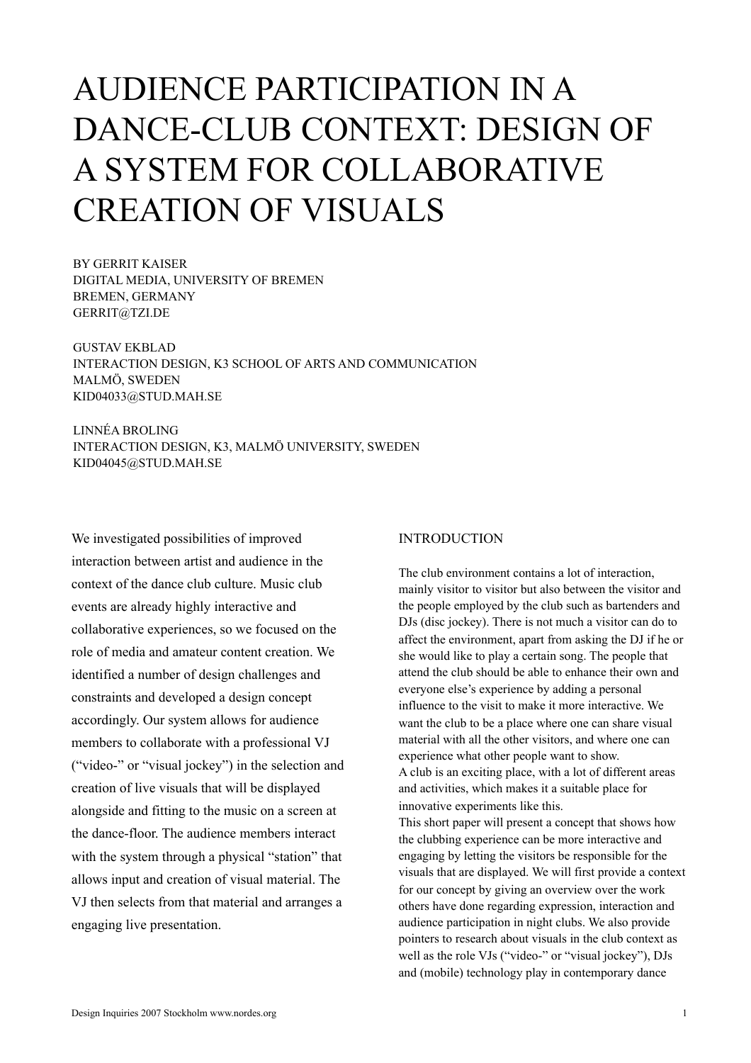# AUDIENCE PARTICIPATION IN A DANCE-CLUB CONTEXT: DESIGN OF A SYSTEM FOR COLLABORATIVE CREATION OF VISUALS

BY GERRIT KAISER
DIGITAL MEDIA, UNIVERSITY OF BREMEN
BREMEN, GERMANY
GERRIT@TZI.DE

GUSTAV EKBLAD
INTERACTION DESIGN, K3 SCHOOL OF ARTS AND COMMUNICATION
MALMÖ, SWEDEN
KID04033@STUD.MAH.SE

LINNÉA BROLING
INTERACTION DESIGN, K3, MALMÖ UNIVERSITY, SWEDEN
KID04045@STUD.MAH.SE

We investigated possibilities of improved interaction between artist and audience in the context of the dance club culture. Music club events are already highly interactive and collaborative experiences, so we focused on the role of media and amateur content creation. We identified a number of design challenges and constraints and developed a design concept accordingly. Our system allows for audience members to collaborate with a professional VJ ("video-" or "visual jockey") in the selection and creation of live visuals that will be displayed alongside and fitting to the music on a screen at the dance-floor. The audience members interact with the system through a physical "station" that allows input and creation of visual material. The VJ then selects from that material and arranges a engaging live presentation.

## INTRODUCTION

The club environment contains a lot of interaction, mainly visitor to visitor but also between the visitor and the people employed by the club such as bartenders and DJs (disc jockey). There is not much a visitor can do to affect the environment, apart from asking the DJ if he or she would like to play a certain song. The people that attend the club should be able to enhance their own and everyone else's experience by adding a personal influence to the visit to make it more interactive. We want the club to be a place where one can share visual material with all the other visitors, and where one can experience what other people want to show.
A club is an exciting place, with a lot of different areas and activities, which makes it a suitable place for innovative experiments like this.
This short paper will present a concept that shows how the clubbing experience can be more interactive and engaging by letting the visitors be responsible for the visuals that are displayed. We will first provide a context for our concept by giving an overview over the work others have done regarding expression, interaction and audience participation in night clubs. We also provide pointers to research about visuals in the club context as well as the role VJs ("video-" or "visual jockey"), DJs and (mobile) technology play in contemporary dance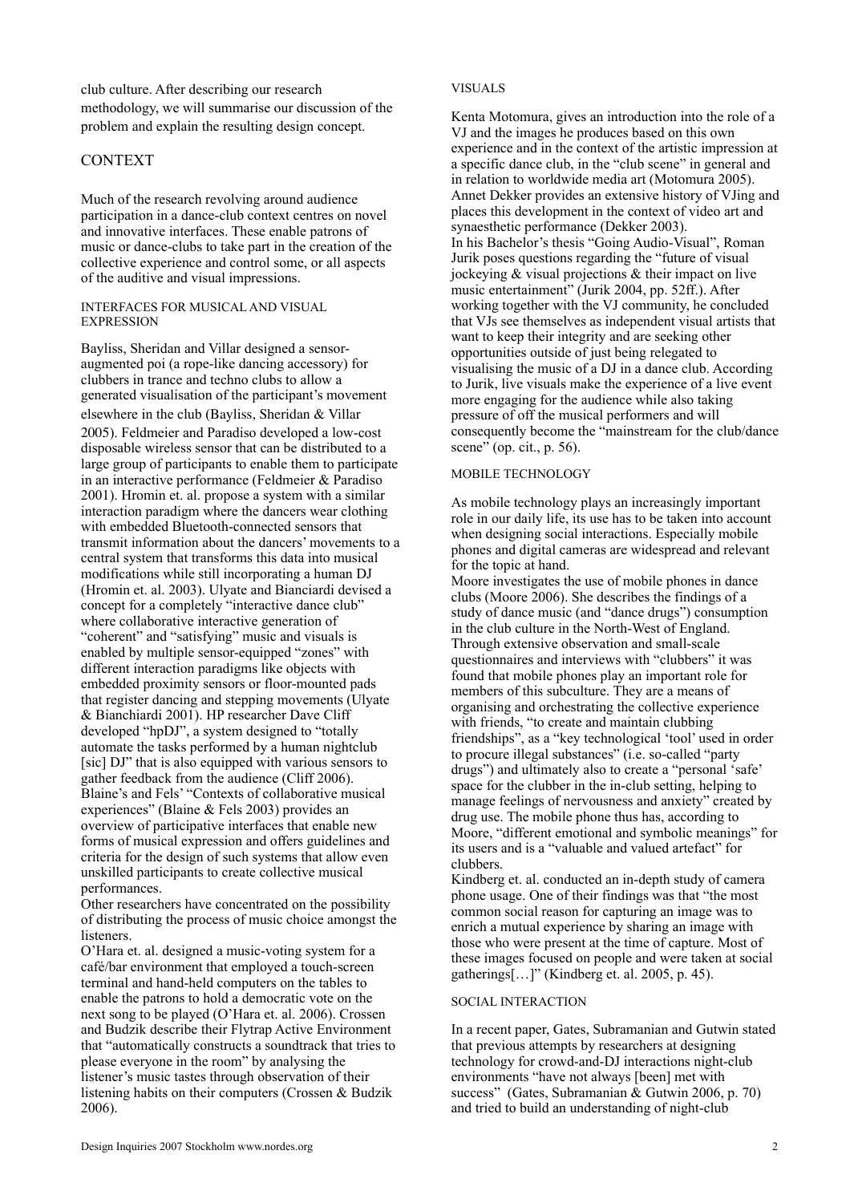club culture. After describing our research methodology, we will summarise our discussion of the problem and explain the resulting design concept.

## CONTEXT

Much of the research revolving around audience participation in a dance-club context centres on novel and innovative interfaces. These enable patrons of music or dance-clubs to take part in the creation of the collective experience and control some, or all aspects of the auditive and visual impressions.

### INTERFACES FOR MUSICAL AND VISUAL EXPRESSION

Bayliss, Sheridan and Villar designed a sensor-augmented poi (a rope-like dancing accessory) for clubbers in trance and techno clubs to allow a generated visualisation of the participant's movement elsewhere in the club (Bayliss, Sheridan & Villar 2005). Feldmeier and Paradiso developed a low-cost disposable wireless sensor that can be distributed to a large group of participants to enable them to participate in an interactive performance (Feldmeier & Paradiso 2001). Hromin et. al. propose a system with a similar interaction paradigm where the dancers wear clothing with embedded Bluetooth-connected sensors that transmit information about the dancers' movements to a central system that transforms this data into musical modifications while still incorporating a human DJ (Hromin et. al. 2003). Ulyate and Bianciardi devised a concept for a completely "interactive dance club" where collaborative interactive generation of "coherent" and "satisfying" music and visuals is enabled by multiple sensor-equipped "zones" with different interaction paradigms like objects with embedded proximity sensors or floor-mounted pads that register dancing and stepping movements (Ulyate & Bianchiardi 2001). HP researcher Dave Cliff developed "hpDJ", a system designed to "totally automate the tasks performed by a human nightclub [sic] DJ" that is also equipped with various sensors to gather feedback from the audience (Cliff 2006). Blaine's and Fels' "Contexts of collaborative musical experiences" (Blaine & Fels 2003) provides an overview of participative interfaces that enable new forms of musical expression and offers guidelines and criteria for the design of such systems that allow even unskilled participants to create collective musical performances.

Other researchers have concentrated on the possibility of distributing the process of music choice amongst the listeners.

O'Hara et. al. designed a music-voting system for a café/bar environment that employed a touch-screen terminal and hand-held computers on the tables to enable the patrons to hold a democratic vote on the next song to be played (O'Hara et. al. 2006). Crossen and Budzik describe their Flytrap Active Environment that "automatically constructs a soundtrack that tries to please everyone in the room" by analysing the listener's music tastes through observation of their listening habits on their computers (Crossen & Budzik 2006).

### VISUALS

Kenta Motomura, gives an introduction into the role of a VJ and the images he produces based on this own experience and in the context of the artistic impression at a specific dance club, in the "club scene" in general and in relation to worldwide media art (Motomura 2005). Annet Dekker provides an extensive history of VJing and places this development in the context of video art and synaesthetic performance (Dekker 2003).

In his Bachelor's thesis "Going Audio-Visual", Roman Jurik poses questions regarding the "future of visual jockeying & visual projections & their impact on live music entertainment" (Jurik 2004, pp. 52ff.). After working together with the VJ community, he concluded that VJs see themselves as independent visual artists that want to keep their integrity and are seeking other opportunities outside of just being relegated to visualising the music of a DJ in a dance club. According to Jurik, live visuals make the experience of a live event more engaging for the audience while also taking pressure of off the musical performers and will consequently become the "mainstream for the club/dance scene" (op. cit., p. 56).

### MOBILE TECHNOLOGY

As mobile technology plays an increasingly important role in our daily life, its use has to be taken into account when designing social interactions. Especially mobile phones and digital cameras are widespread and relevant for the topic at hand.

Moore investigates the use of mobile phones in dance clubs (Moore 2006). She describes the findings of a study of dance music (and "dance drugs") consumption in the club culture in the North-West of England. Through extensive observation and small-scale questionnaires and interviews with "clubbers" it was found that mobile phones play an important role for members of this subculture. They are a means of organising and orchestrating the collective experience with friends, "to create and maintain clubbing friendships", as a "key technological 'tool' used in order to procure illegal substances" (i.e. so-called "party drugs") and ultimately also to create a "personal 'safe' space for the clubber in the in-club setting, helping to manage feelings of nervousness and anxiety" created by drug use. The mobile phone thus has, according to Moore, "different emotional and symbolic meanings" for its users and is a "valuable and valued artefact" for clubbers.

Kindberg et. al. conducted an in-depth study of camera phone usage. One of their findings was that "the most common social reason for capturing an image was to enrich a mutual experience by sharing an image with those who were present at the time of capture. Most of these images focused on people and were taken at social gatherings[…]" (Kindberg et. al. 2005, p. 45).

### SOCIAL INTERACTION

In a recent paper, Gates, Subramanian and Gutwin stated that previous attempts by researchers at designing technology for crowd-and-DJ interactions night-club environments "have not always [been] met with success" (Gates, Subramanian & Gutwin 2006, p. 70) and tried to build an understanding of night-club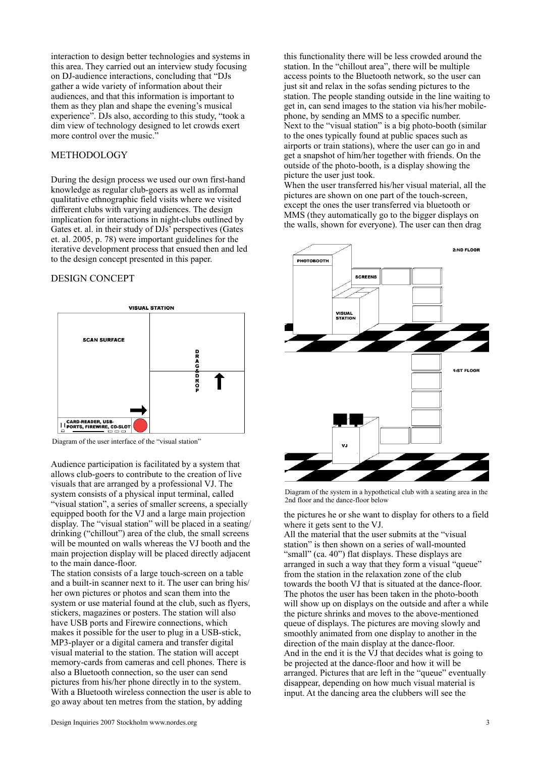interaction to design better technologies and systems in this area. They carried out an interview study focusing on DJ-audience interactions, concluding that "DJs gather a wide variety of information about their audiences, and that this information is important to them as they plan and shape the evening's musical experience". DJs also, according to this study, "took a dim view of technology designed to let crowds exert more control over the music."

## METHODOLOGY

During the design process we used our own first-hand knowledge as regular club-goers as well as informal qualitative ethnographic field visits where we visited different clubs with varying audiences. The design implication for interactions in night-clubs outlined by Gates et. al. in their study of DJs' perspectives (Gates et. al. 2005, p. 78) were important guidelines for the iterative development process that ensued then and led to the design concept presented in this paper.

## DESIGN CONCEPT

Diagram of the user interface of the "visual station"

Audience participation is facilitated by a system that allows club-goers to contribute to the creation of live visuals that are arranged by a professional VJ. The system consists of a physical input terminal, called "visual station", a series of smaller screens, a specially equipped booth for the VJ and a large main projection display. The "visual station" will be placed in a seating/drinking ("chillout") area of the club, the small screens will be mounted on walls whereas the VJ booth and the main projection display will be placed directly adjacent to the main dance-floor.

The station consists of a large touch-screen on a table and a built-in scanner next to it. The user can bring his/her own pictures or photos and scan them into the system or use material found at the club, such as flyers, stickers, magazines or posters. The station will also have USB ports and Firewire connections, which makes it possible for the user to plug in a USB-stick, MP3-player or a digital camera and transfer digital visual material to the station. The station will accept memory-cards from cameras and cell phones. There is also a Bluetooth connection, so the user can send pictures from his/her phone directly in to the system. With a Bluetooth wireless connection the user is able to go away about ten metres from the station, by adding this functionality there will be less crowded around the station. In the "chillout area", there will be multiple access points to the Bluetooth network, so the user can just sit and relax in the sofas sending pictures to the station. The people standing outside in the line waiting to get in, can send images to the station via his/her mobile-phone, by sending an MMS to a specific number.

Next to the "visual station" is a big photo-booth (similar to the ones typically found at public spaces such as airports or train stations), where the user can go in and get a snapshot of him/her together with friends. On the outside of the photo-booth, is a display showing the picture the user just took.

When the user transferred his/her visual material, all the pictures are shown on one part of the touch-screen, except the ones the user transferred via bluetooth or MMS (they automatically go to the bigger displays on the walls, shown for everyone). The user can then drag the pictures he or she want to display for others to a field where it gets sent to the VJ.

Diagram of the system in a hypothetical club with a seating area in the 2nd floor and the dance-floor below

All the material that the user submits at the "visual station" is then shown on a series of wall-mounted "small" (ca. 40") flat displays. These displays are arranged in such a way that they form a visual "queue" from the station in the relaxation zone of the club towards the booth VJ that is situated at the dance-floor. The photos the user has been taken in the photo-booth will show up on displays on the outside and after a while the picture shrinks and moves to the above-mentioned queue of displays. The pictures are moving slowly and smoothly animated from one display to another in the direction of the main display at the dance-floor.

And in the end it is the VJ that decides what is going to be projected at the dance-floor and how it will be arranged. Pictures that are left in the "queue" eventually disappear, depending on how much visual material is input. At the dancing area the clubbers will see the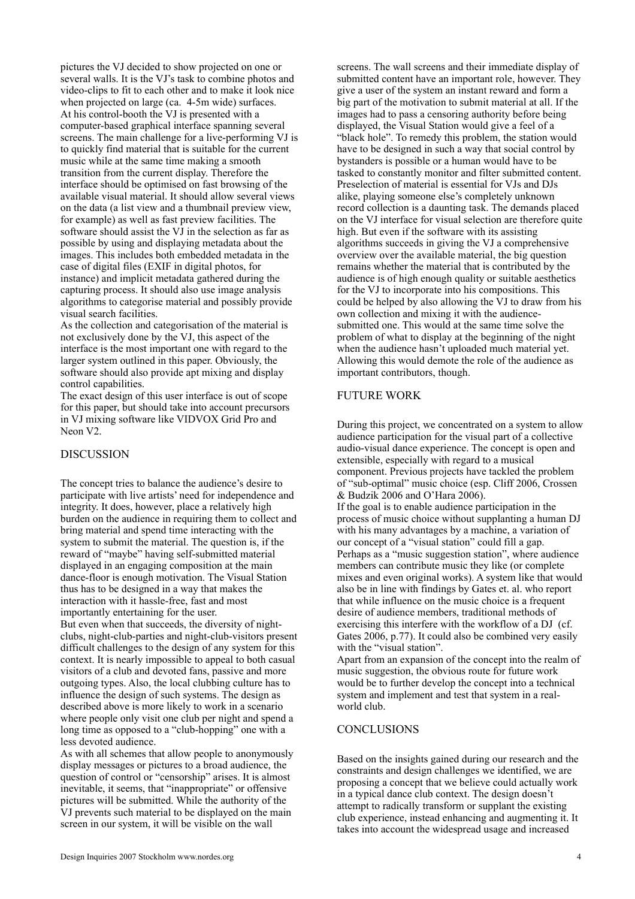pictures the VJ decided to show projected on one or several walls. It is the VJ's task to combine photos and video-clips to fit to each other and to make it look nice when projected on large (ca. 4-5m wide) surfaces.
At his control-booth the VJ is presented with a computer-based graphical interface spanning several screens. The main challenge for a live-performing VJ is to quickly find material that is suitable for the current music while at the same time making a smooth transition from the current display. Therefore the interface should be optimised on fast browsing of the available visual material. It should allow several views on the data (a list view and a thumbnail preview view, for example) as well as fast preview facilities. The software should assist the VJ in the selection as far as possible by using and displaying metadata about the images. This includes both embedded metadata in the case of digital files (EXIF in digital photos, for instance) and implicit metadata gathered during the capturing process. It should also use image analysis algorithms to categorise material and possibly provide visual search facilities.
As the collection and categorisation of the material is not exclusively done by the VJ, this aspect of the interface is the most important one with regard to the larger system outlined in this paper. Obviously, the software should also provide apt mixing and display control capabilities.
The exact design of this user interface is out of scope for this paper, but should take into account precursors in VJ mixing software like VIDVOX Grid Pro and Neon V2.

## DISCUSSION

The concept tries to balance the audience's desire to participate with live artists' need for independence and integrity. It does, however, place a relatively high burden on the audience in requiring them to collect and bring material and spend time interacting with the system to submit the material. The question is, if the reward of "maybe" having self-submitted material displayed in an engaging composition at the main dance-floor is enough motivation. The Visual Station thus has to be designed in a way that makes the interaction with it hassle-free, fast and most importantly entertaining for the user.
But even when that succeeds, the diversity of night-clubs, night-club-parties and night-club-visitors present difficult challenges to the design of any system for this context. It is nearly impossible to appeal to both casual visitors of a club and devoted fans, passive and more outgoing types. Also, the local clubbing culture has to influence the design of such systems. The design as described above is more likely to work in a scenario where people only visit one club per night and spend a long time as opposed to a "club-hopping" one with a less devoted audience.
As with all schemes that allow people to anonymously display messages or pictures to a broad audience, the question of control or "censorship" arises. It is almost inevitable, it seems, that "inappropriate" or offensive pictures will be submitted. While the authority of the VJ prevents such material to be displayed on the main screen in our system, it will be visible on the wall screens. The wall screens and their immediate display of submitted content have an important role, however. They give a user of the system an instant reward and form a big part of the motivation to submit material at all. If the images had to pass a censoring authority before being displayed, the Visual Station would give a feel of a "black hole". To remedy this problem, the station would have to be designed in such a way that social control by bystanders is possible or a human would have to be tasked to constantly monitor and filter submitted content.
Preselection of material is essential for VJs and DJs alike, playing someone else's completely unknown record collection is a daunting task. The demands placed on the VJ interface for visual selection are therefore quite high. But even if the software with its assisting algorithms succeeds in giving the VJ a comprehensive overview over the available material, the big question remains whether the material that is contributed by the audience is of high enough quality or suitable aesthetics for the VJ to incorporate into his compositions. This could be helped by also allowing the VJ to draw from his own collection and mixing it with the audience-submitted one. This would at the same time solve the problem of what to display at the beginning of the night when the audience hasn't uploaded much material yet. Allowing this would demote the role of the audience as important contributors, though.

## FUTURE WORK

During this project, we concentrated on a system to allow audience participation for the visual part of a collective audio-visual dance experience. The concept is open and extensible, especially with regard to a musical component. Previous projects have tackled the problem of "sub-optimal" music choice (esp. Cliff 2006, Crossen & Budzik 2006 and O'Hara 2006).
If the goal is to enable audience participation in the process of music choice without supplanting a human DJ with his many advantages by a machine, a variation of our concept of a "visual station" could fill a gap. Perhaps as a "music suggestion station", where audience members can contribute music they like (or complete mixes and even original works). A system like that would also be in line with findings by Gates et. al. who report that while influence on the music choice is a frequent desire of audience members, traditional methods of exercising this interfere with the workflow of a DJ (cf. Gates 2006, p.77). It could also be combined very easily with the "visual station".
Apart from an expansion of the concept into the realm of music suggestion, the obvious route for future work would be to further develop the concept into a technical system and implement and test that system in a real-world club.

## CONCLUSIONS

Based on the insights gained during our research and the constraints and design challenges we identified, we are proposing a concept that we believe could actually work in a typical dance club context. The design doesn't attempt to radically transform or supplant the existing club experience, instead enhancing and augmenting it. It takes into account the widespread usage and increased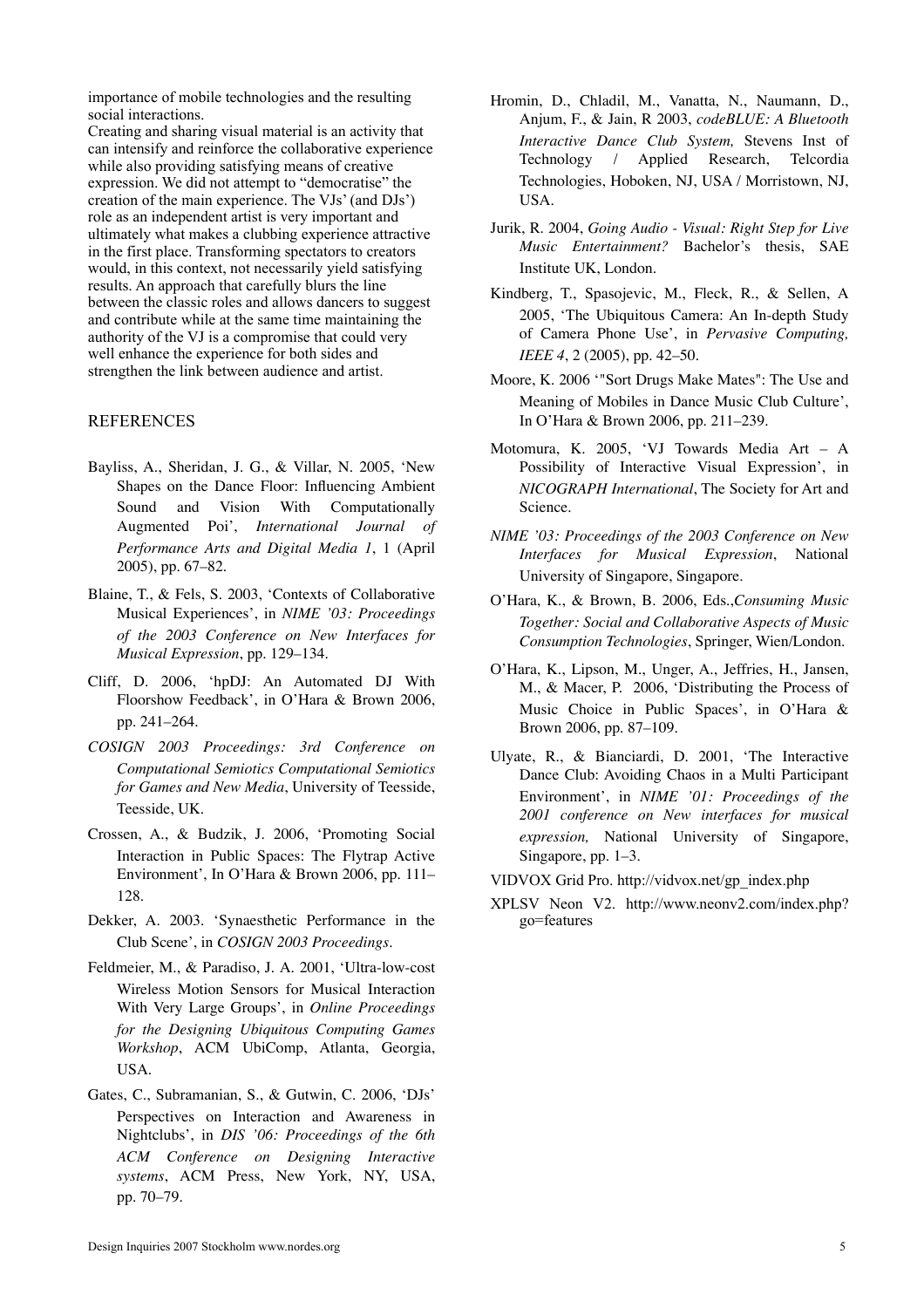importance of mobile technologies and the resulting social interactions.

Creating and sharing visual material is an activity that can intensify and reinforce the collaborative experience while also providing satisfying means of creative expression. We did not attempt to "democratise" the creation of the main experience. The VJs' (and DJs') role as an independent artist is very important and ultimately what makes a clubbing experience attractive in the first place. Transforming spectators to creators would, in this context, not necessarily yield satisfying results. An approach that carefully blurs the line between the classic roles and allows dancers to suggest and contribute while at the same time maintaining the authority of the VJ is a compromise that could very well enhance the experience for both sides and strengthen the link between audience and artist.

## REFERENCES

Bayliss, A., Sheridan, J. G., & Villar, N. 2005, 'New Shapes on the Dance Floor: Influencing Ambient Sound and Vision With Computationally Augmented Poi', *International Journal of Performance Arts and Digital Media 1*, 1 (April 2005), pp. 67–82.

Blaine, T., & Fels, S. 2003, 'Contexts of Collaborative Musical Experiences', in *NIME '03: Proceedings of the 2003 Conference on New Interfaces for Musical Expression*, pp. 129–134.

Cliff, D. 2006, 'hpDJ: An Automated DJ With Floorshow Feedback', in O'Hara & Brown 2006, pp. 241–264.

*COSIGN 2003 Proceedings: 3rd Conference on Computational Semiotics Computational Semiotics for Games and New Media*, University of Teesside, Teesside, UK.

Crossen, A., & Budzik, J. 2006, 'Promoting Social Interaction in Public Spaces: The Flytrap Active Environment', In O'Hara & Brown 2006, pp. 111–128.

Dekker, A. 2003. 'Synaesthetic Performance in the Club Scene', in *COSIGN 2003 Proceedings*.

Feldmeier, M., & Paradiso, J. A. 2001, 'Ultra-low-cost Wireless Motion Sensors for Musical Interaction With Very Large Groups', in *Online Proceedings for the Designing Ubiquitous Computing Games Workshop*, ACM UbiComp, Atlanta, Georgia, USA.

Gates, C., Subramanian, S., & Gutwin, C. 2006, 'DJs' Perspectives on Interaction and Awareness in Nightclubs', in *DIS '06: Proceedings of the 6th ACM Conference on Designing Interactive systems*, ACM Press, New York, NY, USA, pp. 70–79.

Hromin, D., Chladil, M., Vanatta, N., Naumann, D., Anjum, F., & Jain, R 2003, *codeBLUE: A Bluetooth Interactive Dance Club System,* Stevens Inst of Technology / Applied Research, Telcordia Technologies, Hoboken, NJ, USA / Morristown, NJ, USA.

Jurik, R. 2004, *Going Audio - Visual: Right Step for Live Music Entertainment?* Bachelor's thesis, SAE Institute UK, London.

Kindberg, T., Spasojevic, M., Fleck, R., & Sellen, A 2005, 'The Ubiquitous Camera: An In-depth Study of Camera Phone Use', in *Pervasive Computing, IEEE 4*, 2 (2005), pp. 42–50.

Moore, K. 2006 '"Sort Drugs Make Mates": The Use and Meaning of Mobiles in Dance Music Club Culture', In O'Hara & Brown 2006, pp. 211–239.

Motomura, K. 2005, 'VJ Towards Media Art – A Possibility of Interactive Visual Expression', in *NICOGRAPH International*, The Society for Art and Science.

*NIME '03: Proceedings of the 2003 Conference on New Interfaces for Musical Expression*, National University of Singapore, Singapore.

O'Hara, K., & Brown, B. 2006, Eds.,*Consuming Music Together: Social and Collaborative Aspects of Music Consumption Technologies*, Springer, Wien/London.

O'Hara, K., Lipson, M., Unger, A., Jeffries, H., Jansen, M., & Macer, P. 2006, 'Distributing the Process of Music Choice in Public Spaces', in O'Hara & Brown 2006, pp. 87–109.

Ulyate, R., & Bianciardi, D. 2001, 'The Interactive Dance Club: Avoiding Chaos in a Multi Participant Environment', in *NIME '01: Proceedings of the 2001 conference on New interfaces for musical expression,* National University of Singapore, Singapore, pp. 1–3.

VIDVOX Grid Pro. http://vidvox.net/gp_index.php

XPLSV Neon V2. http://www.neonv2.com/index.php?go=features